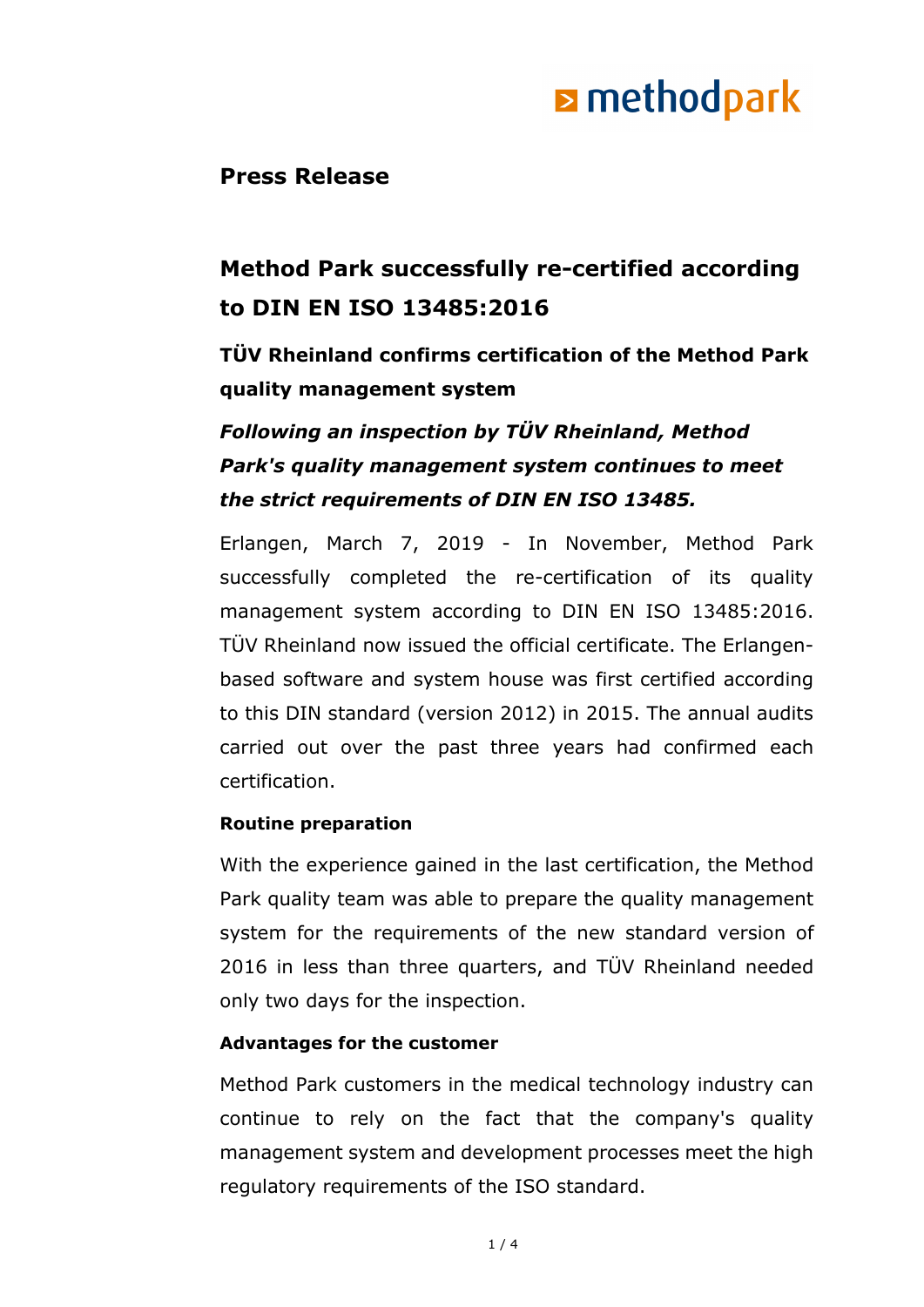## Press Release

# Method Park successfully re-certified according to DIN EN ISO 13485:2016

### TÜV Rheinland confirms certification of the Method Park quality management system

***Following an inspection by TÜV Rheinland, Method Park's quality management system continues to meet the strict requirements of DIN EN ISO 13485.***

Erlangen, March 7, 2019 - In November, Method Park successfully completed the re-certification of its quality management system according to DIN EN ISO 13485:2016. TÜV Rheinland now issued the official certificate. The Erlangen-based software and system house was first certified according to this DIN standard (version 2012) in 2015. The annual audits carried out over the past three years had confirmed each certification.

**Routine preparation**

With the experience gained in the last certification, the Method Park quality team was able to prepare the quality management system for the requirements of the new standard version of 2016 in less than three quarters, and TÜV Rheinland needed only two days for the inspection.

**Advantages for the customer**

Method Park customers in the medical technology industry can continue to rely on the fact that the company's quality management system and development processes meet the high regulatory requirements of the ISO standard.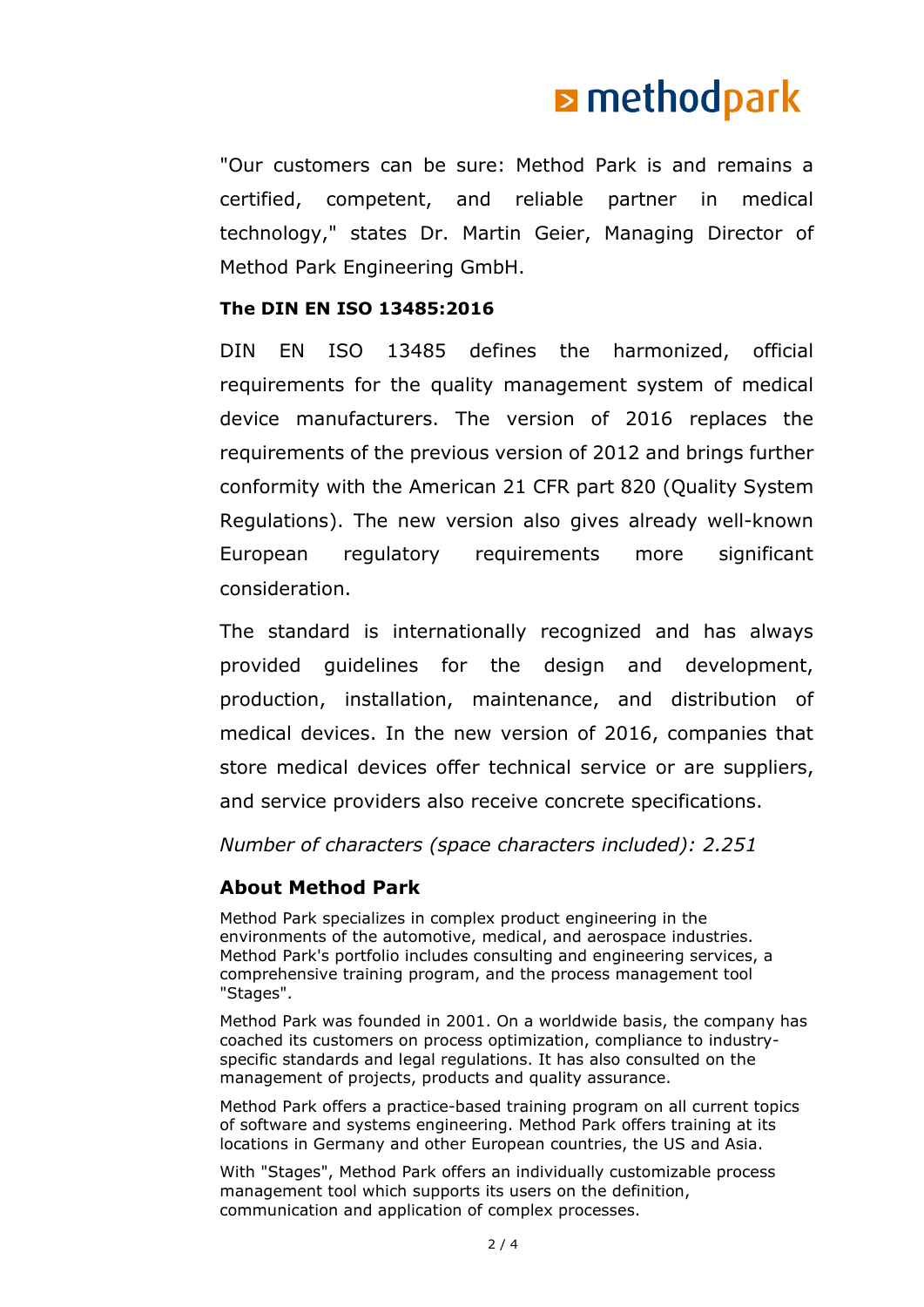"Our customers can be sure: Method Park is and remains a certified, competent, and reliable partner in medical technology," states Dr. Martin Geier, Managing Director of Method Park Engineering GmbH.

**The DIN EN ISO 13485:2016**

DIN EN ISO 13485 defines the harmonized, official requirements for the quality management system of medical device manufacturers. The version of 2016 replaces the requirements of the previous version of 2012 and brings further conformity with the American 21 CFR part 820 (Quality System Regulations). The new version also gives already well-known European regulatory requirements more significant consideration.

The standard is internationally recognized and has always provided guidelines for the design and development, production, installation, maintenance, and distribution of medical devices. In the new version of 2016, companies that store medical devices offer technical service or are suppliers, and service providers also receive concrete specifications.

*Number of characters (space characters included): 2.251*

## About Method Park

Method Park specializes in complex product engineering in the environments of the automotive, medical, and aerospace industries. Method Park's portfolio includes consulting and engineering services, a comprehensive training program, and the process management tool "Stages".

Method Park was founded in 2001. On a worldwide basis, the company has coached its customers on process optimization, compliance to industry-specific standards and legal regulations. It has also consulted on the management of projects, products and quality assurance.

Method Park offers a practice-based training program on all current topics of software and systems engineering. Method Park offers training at its locations in Germany and other European countries, the US and Asia.

With "Stages", Method Park offers an individually customizable process management tool which supports its users on the definition, communication and application of complex processes.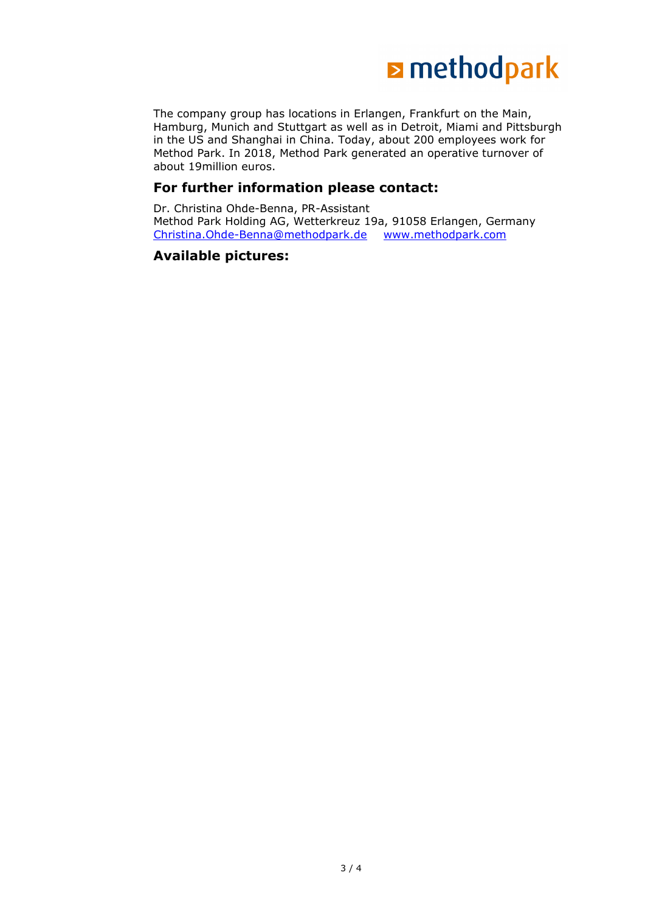The company group has locations in Erlangen, Frankfurt on the Main, Hamburg, Munich and Stuttgart as well as in Detroit, Miami and Pittsburgh in the US and Shanghai in China. Today, about 200 employees work for Method Park. In 2018, Method Park generated an operative turnover of about 19million euros.

## For further information please contact:

Dr. Christina Ohde-Benna, PR-Assistant
Method Park Holding AG, Wetterkreuz 19a, 91058 Erlangen, Germany
Christina.Ohde-Benna@methodpark.de www.methodpark.com

## Available pictures: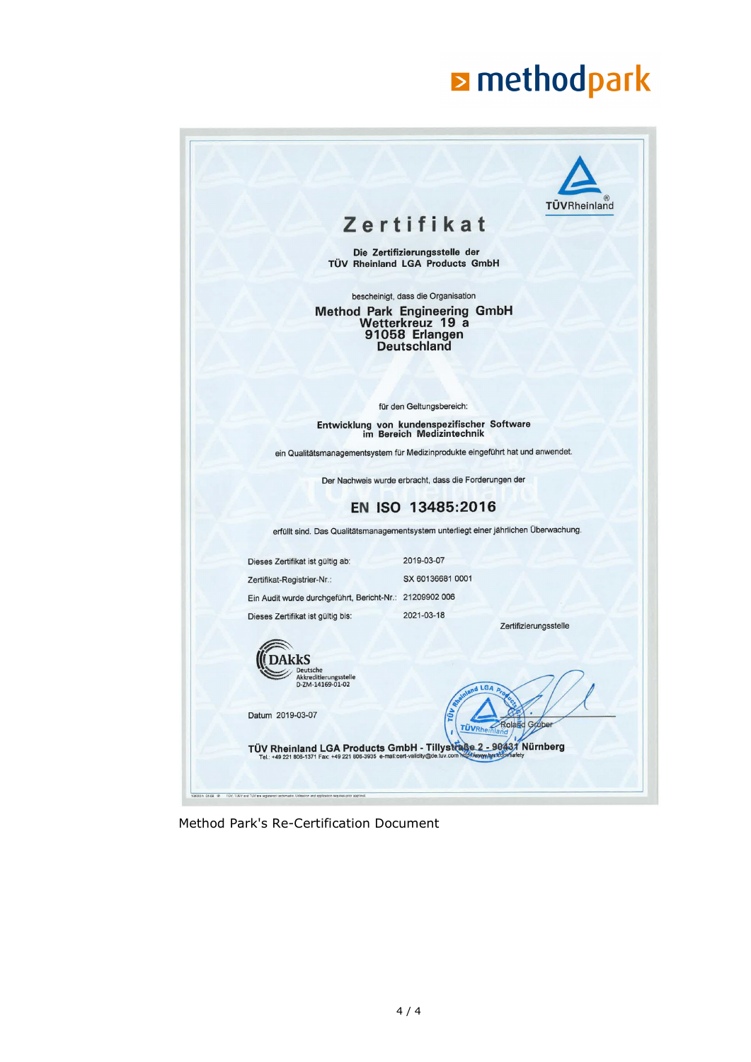methodpark

# Zertifikat

**Die Zertifizierungsstelle der**
**TÜV Rheinland LGA Products GmbH**

bescheinigt, dass die Organisation

**Method Park Engineering GmbH**
**Wetterkreuz 19 a**
**91058 Erlangen**
**Deutschland**

für den Geltungsbereich:

**Entwicklung von kundenspezifischer Software im Bereich Medizintechnik**

ein Qualitätsmanagementsystem für Medizinprodukte eingeführt hat und anwendet.

Der Nachweis wurde erbracht, dass die Forderungen der

## EN ISO 13485:2016

erfüllt sind. Das Qualitätsmanagementsystem unterliegt einer jährlichen Überwachung.

| | |
|---|---|
| Dieses Zertifikat ist gültig ab: | 2019-03-07 |
| Zertifikat-Registrier-Nr.: | SX 60136681 0001 |
| Ein Audit wurde durchgeführt, Bericht-Nr.: | 21209902 006 |
| Dieses Zertifikat ist gültig bis: | 2021-03-18 |

Zertifizierungsstelle

DAkkS Deutsche Akkreditierungsstelle D-ZM-14169-01-02

Datum 2019-03-07

Roland Gruber

**TÜV Rheinland LGA Products GmbH - Tillystraße 2 - 90431 Nürnberg**
Tel.: +49 221 806-1371 Fax: +49 221 806-3935 e-mail:cert-validity@de.tuv.com http://www.tuv.com/safety

Method Park's Re-Certification Document